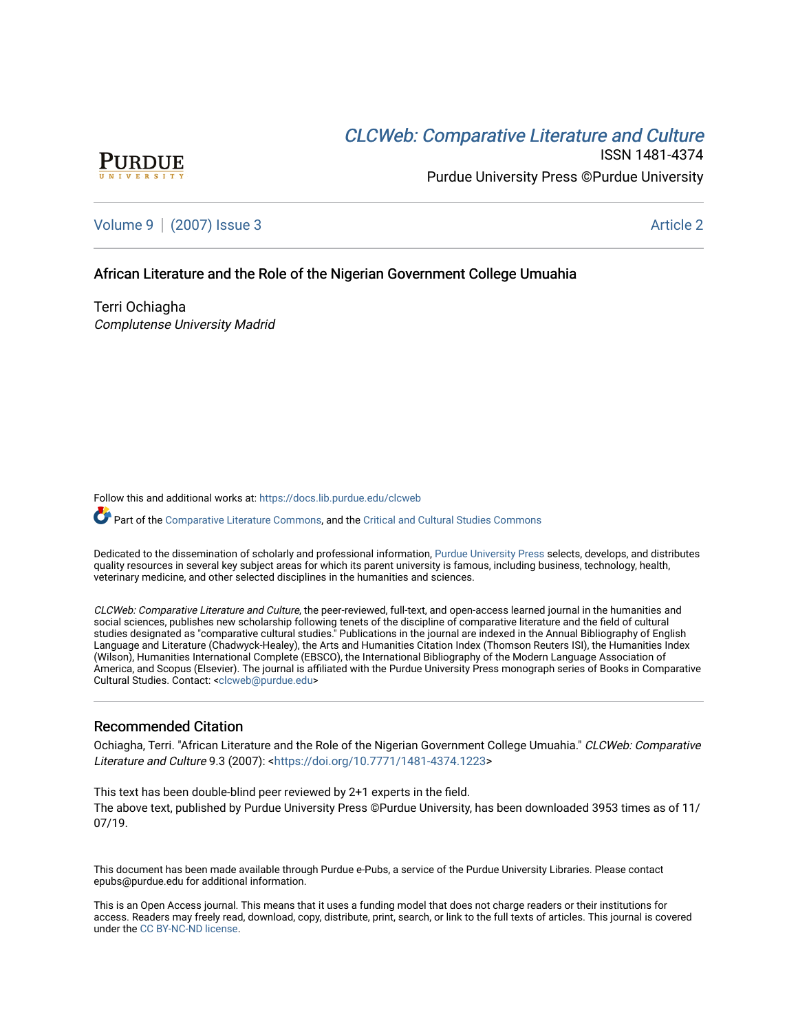PURDUE
UNIVERSITY

*CLCWeb: Comparative Literature and Culture*

ISSN 1481-4374

Purdue University Press ©Purdue University

Volume 9 | (2007) Issue 3 — Article 2

## African Literature and the Role of the Nigerian Government College Umuahia

Terri Ochiagha
*Complutense University Madrid*

Follow this and additional works at: https://docs.lib.purdue.edu/clcweb

Part of the Comparative Literature Commons, and the Critical and Cultural Studies Commons

Dedicated to the dissemination of scholarly and professional information, Purdue University Press selects, develops, and distributes quality resources in several key subject areas for which its parent university is famous, including business, technology, health, veterinary medicine, and other selected disciplines in the humanities and sciences.

*CLCWeb: Comparative Literature and Culture*, the peer-reviewed, full-text, and open-access learned journal in the humanities and social sciences, publishes new scholarship following tenets of the discipline of comparative literature and the field of cultural studies designated as "comparative cultural studies." Publications in the journal are indexed in the Annual Bibliography of English Language and Literature (Chadwyck-Healey), the Arts and Humanities Citation Index (Thomson Reuters ISI), the Humanities Index (Wilson), Humanities International Complete (EBSCO), the International Bibliography of the Modern Language Association of America, and Scopus (Elsevier). The journal is affiliated with the Purdue University Press monograph series of Books in Comparative Cultural Studies. Contact: <clcweb@purdue.edu>

### Recommended Citation

Ochiagha, Terri. "African Literature and the Role of the Nigerian Government College Umuahia." *CLCWeb: Comparative Literature and Culture* 9.3 (2007): <https://doi.org/10.7771/1481-4374.1223>

This text has been double-blind peer reviewed by 2+1 experts in the field.
The above text, published by Purdue University Press ©Purdue University, has been downloaded 3953 times as of 11/07/19.

This document has been made available through Purdue e-Pubs, a service of the Purdue University Libraries. Please contact epubs@purdue.edu for additional information.

This is an Open Access journal. This means that it uses a funding model that does not charge readers or their institutions for access. Readers may freely read, download, copy, distribute, print, search, or link to the full texts of articles. This journal is covered under the CC BY-NC-ND license.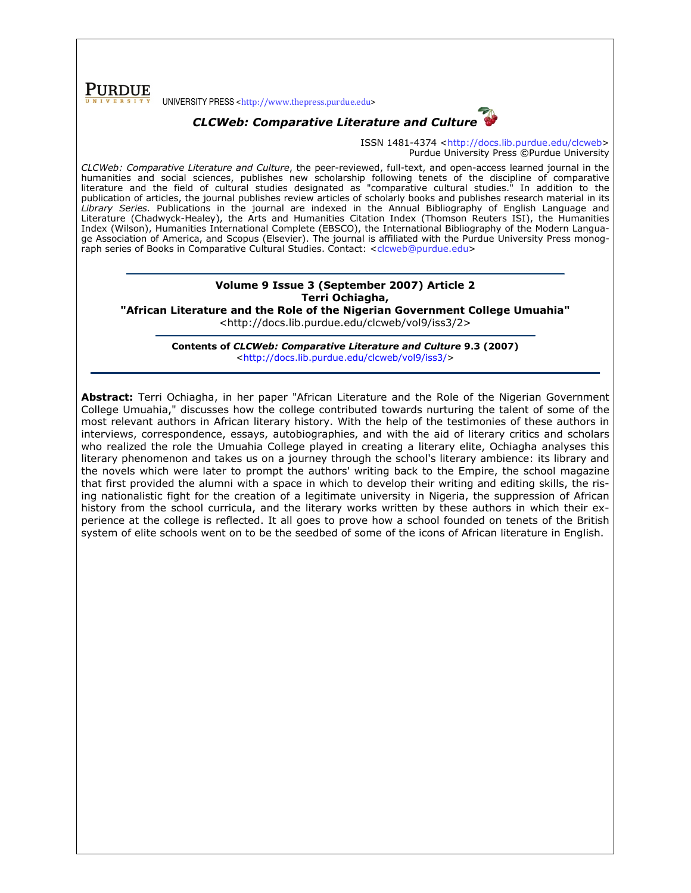UNIVERSITY PRESS <http://www.thepress.purdue.edu>

# *CLCWeb: Comparative Literature and Culture*

ISSN 1481-4374 <http://docs.lib.purdue.edu/clcweb>
Purdue University Press ©Purdue University

*CLCWeb: Comparative Literature and Culture*, the peer-reviewed, full-text, and open-access learned journal in the humanities and social sciences, publishes new scholarship following tenets of the discipline of comparative literature and the field of cultural studies designated as "comparative cultural studies." In addition to the publication of articles, the journal publishes review articles of scholarly books and publishes research material in its *Library Series.* Publications in the journal are indexed in the Annual Bibliography of English Language and Literature (Chadwyck-Healey), the Arts and Humanities Citation Index (Thomson Reuters ISI), the Humanities Index (Wilson), Humanities International Complete (EBSCO), the International Bibliography of the Modern Language Association of America, and Scopus (Elsevier). The journal is affiliated with the Purdue University Press monograph series of Books in Comparative Cultural Studies. Contact: <clcweb@purdue.edu>

---

**Volume 9 Issue 3 (September 2007) Article 2**
**Terri Ochiagha,**
**"African Literature and the Role of the Nigerian Government College Umuahia"**
<http://docs.lib.purdue.edu/clcweb/vol9/iss3/2>

---

**Contents of *CLCWeb: Comparative Literature and Culture* 9.3 (2007)**
<http://docs.lib.purdue.edu/clcweb/vol9/iss3/>

---

**Abstract:** Terri Ochiagha, in her paper "African Literature and the Role of the Nigerian Government College Umuahia," discusses how the college contributed towards nurturing the talent of some of the most relevant authors in African literary history. With the help of the testimonies of these authors in interviews, correspondence, essays, autobiographies, and with the aid of literary critics and scholars who realized the role the Umuahia College played in creating a literary elite, Ochiagha analyses this literary phenomenon and takes us on a journey through the school's literary ambience: its library and the novels which were later to prompt the authors' writing back to the Empire, the school magazine that first provided the alumni with a space in which to develop their writing and editing skills, the rising nationalistic fight for the creation of a legitimate university in Nigeria, the suppression of African history from the school curricula, and the literary works written by these authors in which their experience at the college is reflected. It all goes to prove how a school founded on tenets of the British system of elite schools went on to be the seedbed of some of the icons of African literature in English.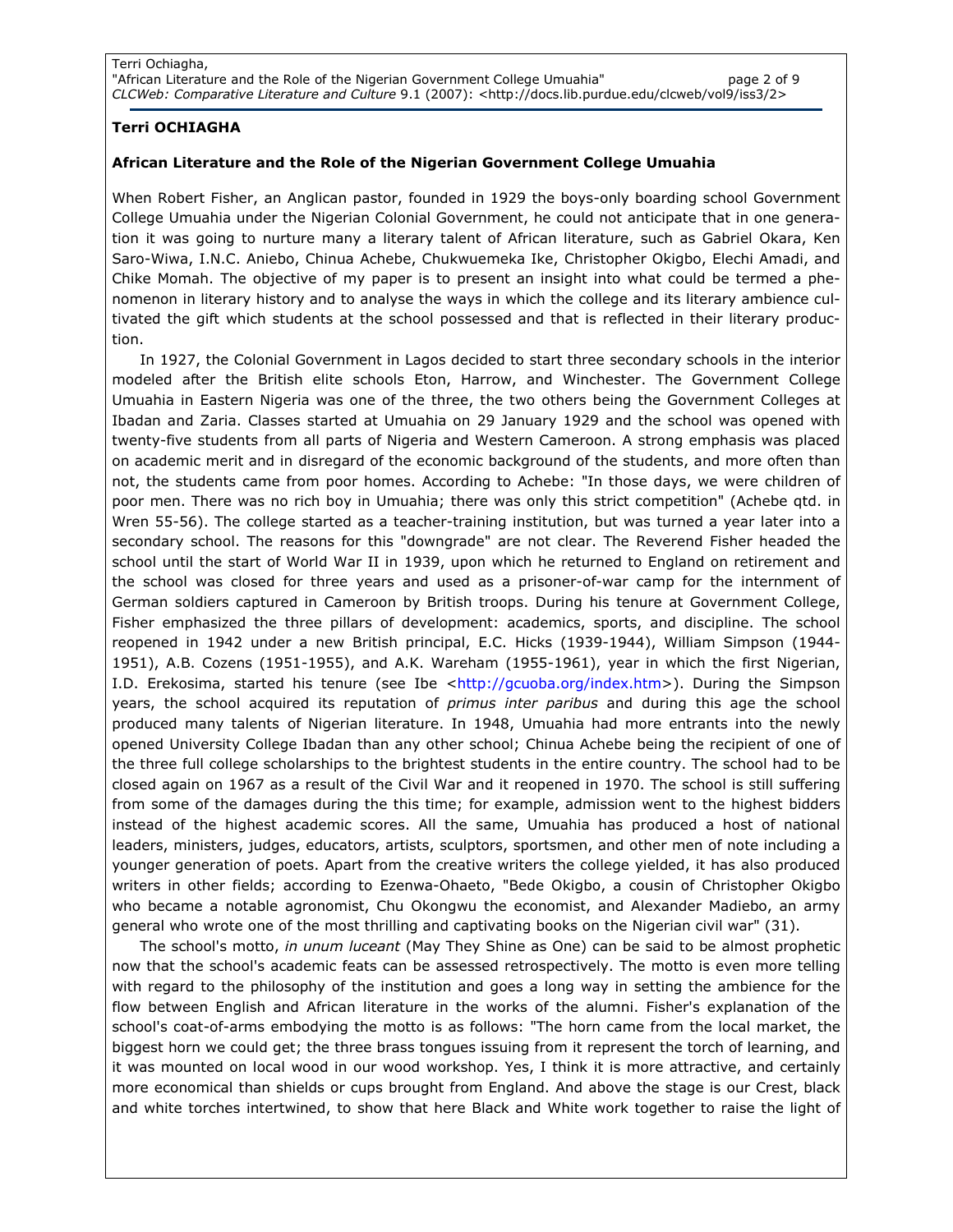**Terri OCHIAGHA**

**African Literature and the Role of the Nigerian Government College Umuahia**

When Robert Fisher, an Anglican pastor, founded in 1929 the boys-only boarding school Government College Umuahia under the Nigerian Colonial Government, he could not anticipate that in one generation it was going to nurture many a literary talent of African literature, such as Gabriel Okara, Ken Saro-Wiwa, I.N.C. Aniebo, Chinua Achebe, Chukwuemeka Ike, Christopher Okigbo, Elechi Amadi, and Chike Momah. The objective of my paper is to present an insight into what could be termed a phenomenon in literary history and to analyse the ways in which the college and its literary ambience cultivated the gift which students at the school possessed and that is reflected in their literary production.

In 1927, the Colonial Government in Lagos decided to start three secondary schools in the interior modeled after the British elite schools Eton, Harrow, and Winchester. The Government College Umuahia in Eastern Nigeria was one of the three, the two others being the Government Colleges at Ibadan and Zaria. Classes started at Umuahia on 29 January 1929 and the school was opened with twenty-five students from all parts of Nigeria and Western Cameroon. A strong emphasis was placed on academic merit and in disregard of the economic background of the students, and more often than not, the students came from poor homes. According to Achebe: "In those days, we were children of poor men. There was no rich boy in Umuahia; there was only this strict competition" (Achebe qtd. in Wren 55-56). The college started as a teacher-training institution, but was turned a year later into a secondary school. The reasons for this "downgrade" are not clear. The Reverend Fisher headed the school until the start of World War II in 1939, upon which he returned to England on retirement and the school was closed for three years and used as a prisoner-of-war camp for the internment of German soldiers captured in Cameroon by British troops. During his tenure at Government College, Fisher emphasized the three pillars of development: academics, sports, and discipline. The school reopened in 1942 under a new British principal, E.C. Hicks (1939-1944), William Simpson (1944-1951), A.B. Cozens (1951-1955), and A.K. Wareham (1955-1961), year in which the first Nigerian, I.D. Erekosima, started his tenure (see Ibe <http://gcuoba.org/index.htm>). During the Simpson years, the school acquired its reputation of *primus inter paribus* and during this age the school produced many talents of Nigerian literature. In 1948, Umuahia had more entrants into the newly opened University College Ibadan than any other school; Chinua Achebe being the recipient of one of the three full college scholarships to the brightest students in the entire country. The school had to be closed again on 1967 as a result of the Civil War and it reopened in 1970. The school is still suffering from some of the damages during the this time; for example, admission went to the highest bidders instead of the highest academic scores. All the same, Umuahia has produced a host of national leaders, ministers, judges, educators, artists, sculptors, sportsmen, and other men of note including a younger generation of poets. Apart from the creative writers the college yielded, it has also produced writers in other fields; according to Ezenwa-Ohaeto, "Bede Okigbo, a cousin of Christopher Okigbo who became a notable agronomist, Chu Okongwu the economist, and Alexander Madiebo, an army general who wrote one of the most thrilling and captivating books on the Nigerian civil war" (31).

The school's motto, *in unum luceant* (May They Shine as One) can be said to be almost prophetic now that the school's academic feats can be assessed retrospectively. The motto is even more telling with regard to the philosophy of the institution and goes a long way in setting the ambience for the flow between English and African literature in the works of the alumni. Fisher's explanation of the school's coat-of-arms embodying the motto is as follows: "The horn came from the local market, the biggest horn we could get; the three brass tongues issuing from it represent the torch of learning, and it was mounted on local wood in our wood workshop. Yes, I think it is more attractive, and certainly more economical than shields or cups brought from England. And above the stage is our Crest, black and white torches intertwined, to show that here Black and White work together to raise the light of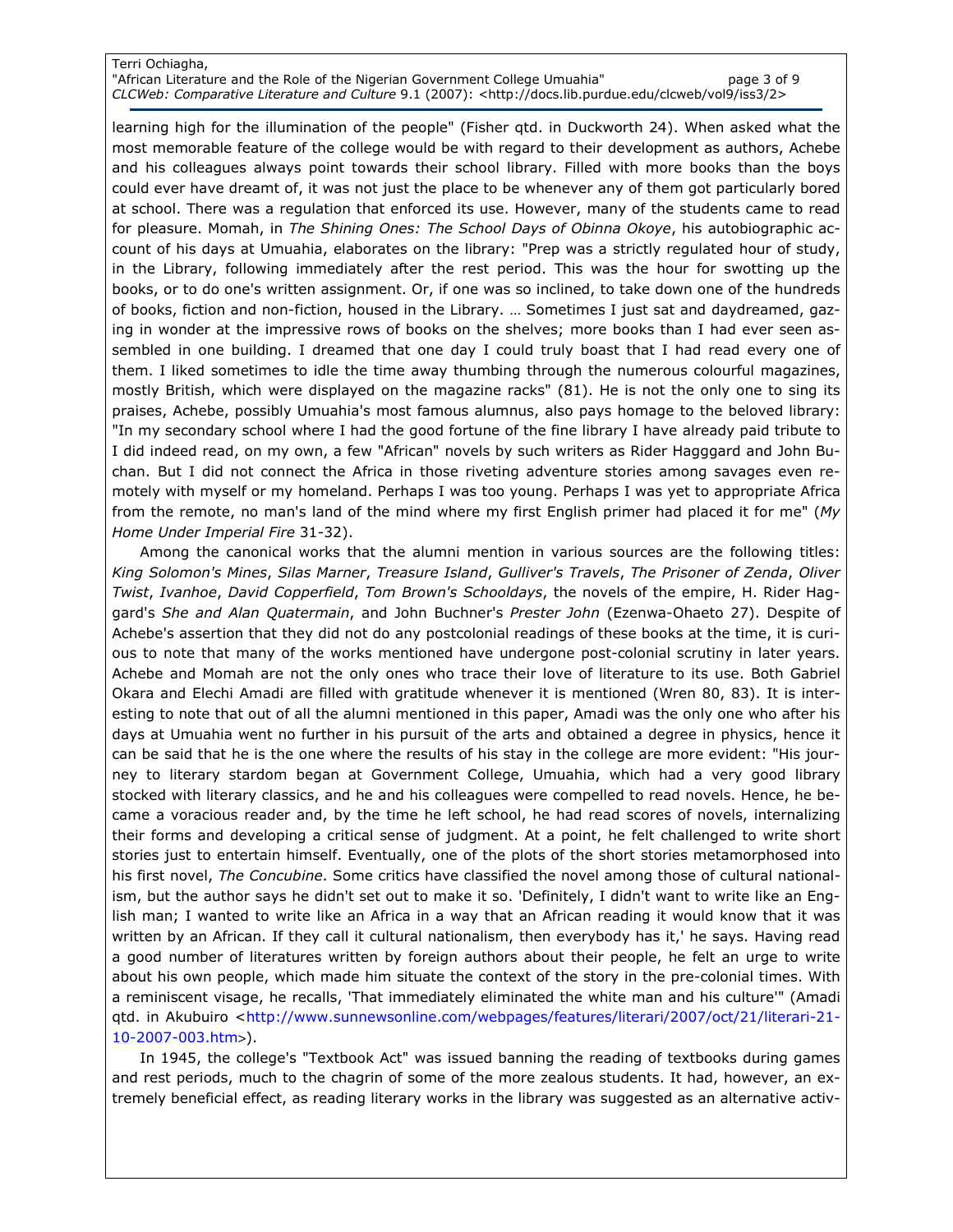learning high for the illumination of the people" (Fisher qtd. in Duckworth 24). When asked what the most memorable feature of the college would be with regard to their development as authors, Achebe and his colleagues always point towards their school library. Filled with more books than the boys could ever have dreamt of, it was not just the place to be whenever any of them got particularly bored at school. There was a regulation that enforced its use. However, many of the students came to read for pleasure. Momah, in *The Shining Ones: The School Days of Obinna Okoye*, his autobiographic account of his days at Umuahia, elaborates on the library: "Prep was a strictly regulated hour of study, in the Library, following immediately after the rest period. This was the hour for swotting up the books, or to do one's written assignment. Or, if one was so inclined, to take down one of the hundreds of books, fiction and non-fiction, housed in the Library. … Sometimes I just sat and daydreamed, gazing in wonder at the impressive rows of books on the shelves; more books than I had ever seen assembled in one building. I dreamed that one day I could truly boast that I had read every one of them. I liked sometimes to idle the time away thumbing through the numerous colourful magazines, mostly British, which were displayed on the magazine racks" (81). He is not the only one to sing its praises, Achebe, possibly Umuahia's most famous alumnus, also pays homage to the beloved library: "In my secondary school where I had the good fortune of the fine library I have already paid tribute to I did indeed read, on my own, a few "African" novels by such writers as Rider Hagggard and John Buchan. But I did not connect the Africa in those riveting adventure stories among savages even remotely with myself or my homeland. Perhaps I was too young. Perhaps I was yet to appropriate Africa from the remote, no man's land of the mind where my first English primer had placed it for me" (*My Home Under Imperial Fire* 31-32).

Among the canonical works that the alumni mention in various sources are the following titles: *King Solomon's Mines*, *Silas Marner*, *Treasure Island*, *Gulliver's Travels*, *The Prisoner of Zenda*, *Oliver Twist*, *Ivanhoe*, *David Copperfield*, *Tom Brown's Schooldays*, the novels of the empire, H. Rider Haggard's *She and Alan Quatermain*, and John Buchner's *Prester John* (Ezenwa-Ohaeto 27). Despite of Achebe's assertion that they did not do any postcolonial readings of these books at the time, it is curious to note that many of the works mentioned have undergone post-colonial scrutiny in later years. Achebe and Momah are not the only ones who trace their love of literature to its use. Both Gabriel Okara and Elechi Amadi are filled with gratitude whenever it is mentioned (Wren 80, 83). It is interesting to note that out of all the alumni mentioned in this paper, Amadi was the only one who after his days at Umuahia went no further in his pursuit of the arts and obtained a degree in physics, hence it can be said that he is the one where the results of his stay in the college are more evident: "His journey to literary stardom began at Government College, Umuahia, which had a very good library stocked with literary classics, and he and his colleagues were compelled to read novels. Hence, he became a voracious reader and, by the time he left school, he had read scores of novels, internalizing their forms and developing a critical sense of judgment. At a point, he felt challenged to write short stories just to entertain himself. Eventually, one of the plots of the short stories metamorphosed into his first novel, *The Concubine*. Some critics have classified the novel among those of cultural nationalism, but the author says he didn't set out to make it so. 'Definitely, I didn't want to write like an English man; I wanted to write like an Africa in a way that an African reading it would know that it was written by an African. If they call it cultural nationalism, then everybody has it,' he says. Having read a good number of literatures written by foreign authors about their people, he felt an urge to write about his own people, which made him situate the context of the story in the pre-colonial times. With a reminiscent visage, he recalls, 'That immediately eliminated the white man and his culture'" (Amadi qtd. in Akubuiro <http://www.sunnewsonline.com/webpages/features/literari/2007/oct/21/literari-21-10-2007-003.htm>).

In 1945, the college's "Textbook Act" was issued banning the reading of textbooks during games and rest periods, much to the chagrin of some of the more zealous students. It had, however, an extremely beneficial effect, as reading literary works in the library was suggested as an alternative activ-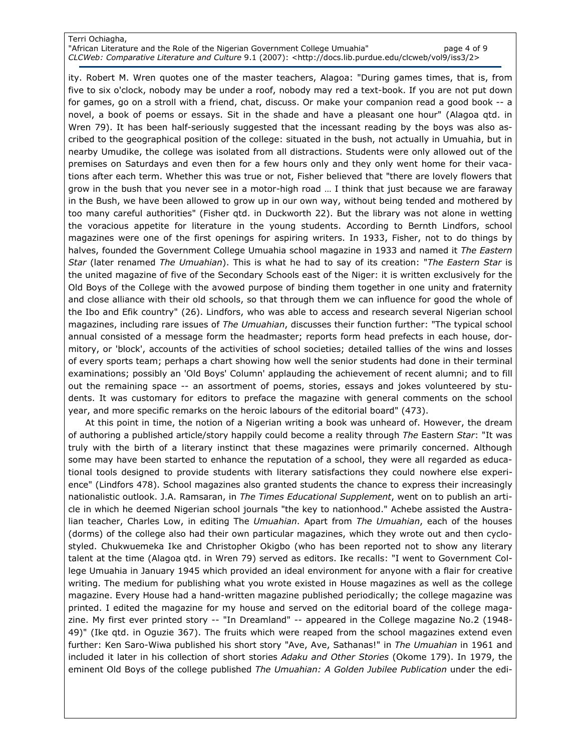ity. Robert M. Wren quotes one of the master teachers, Alagoa: "During games times, that is, from five to six o'clock, nobody may be under a roof, nobody may red a text-book. If you are not put down for games, go on a stroll with a friend, chat, discuss. Or make your companion read a good book -- a novel, a book of poems or essays. Sit in the shade and have a pleasant one hour" (Alagoa qtd. in Wren 79). It has been half-seriously suggested that the incessant reading by the boys was also ascribed to the geographical position of the college: situated in the bush, not actually in Umuahia, but in nearby Umudike, the college was isolated from all distractions. Students were only allowed out of the premises on Saturdays and even then for a few hours only and they only went home for their vacations after each term. Whether this was true or not, Fisher believed that "there are lovely flowers that grow in the bush that you never see in a motor-high road … I think that just because we are faraway in the Bush, we have been allowed to grow up in our own way, without being tended and mothered by too many careful authorities" (Fisher qtd. in Duckworth 22). But the library was not alone in wetting the voracious appetite for literature in the young students. According to Bernth Lindfors, school magazines were one of the first openings for aspiring writers. In 1933, Fisher, not to do things by halves, founded the Government College Umuahia school magazine in 1933 and named it *The Eastern Star* (later renamed *The Umuahian*). This is what he had to say of its creation: "*The Eastern Star* is the united magazine of five of the Secondary Schools east of the Niger: it is written exclusively for the Old Boys of the College with the avowed purpose of binding them together in one unity and fraternity and close alliance with their old schools, so that through them we can influence for good the whole of the Ibo and Efik country" (26). Lindfors, who was able to access and research several Nigerian school magazines, including rare issues of *The Umuahian*, discusses their function further: "The typical school annual consisted of a message form the headmaster; reports form head prefects in each house, dormitory, or 'block', accounts of the activities of school societies; detailed tallies of the wins and losses of every sports team; perhaps a chart showing how well the senior students had done in their terminal examinations; possibly an 'Old Boys' Column' applauding the achievement of recent alumni; and to fill out the remaining space -- an assortment of poems, stories, essays and jokes volunteered by students. It was customary for editors to preface the magazine with general comments on the school year, and more specific remarks on the heroic labours of the editorial board" (473).

At this point in time, the notion of a Nigerian writing a book was unheard of. However, the dream of authoring a published article/story happily could become a reality through *The* Eastern *Star*: "It was truly with the birth of a literary instinct that these magazines were primarily concerned. Although some may have been started to enhance the reputation of a school, they were all regarded as educational tools designed to provide students with literary satisfactions they could nowhere else experience" (Lindfors 478). School magazines also granted students the chance to express their increasingly nationalistic outlook. J.A. Ramsaran, in *The Times Educational Supplement*, went on to publish an article in which he deemed Nigerian school journals "the key to nationhood." Achebe assisted the Australian teacher, Charles Low, in editing The *Umuahian*. Apart from *The Umuahian*, each of the houses (dorms) of the college also had their own particular magazines, which they wrote out and then cyclostyled. Chukwuemeka Ike and Christopher Okigbo (who has been reported not to show any literary talent at the time (Alagoa qtd. in Wren 79) served as editors. Ike recalls: "I went to Government College Umuahia in January 1945 which provided an ideal environment for anyone with a flair for creative writing. The medium for publishing what you wrote existed in House magazines as well as the college magazine. Every House had a hand-written magazine published periodically; the college magazine was printed. I edited the magazine for my house and served on the editorial board of the college magazine. My first ever printed story -- "In Dreamland" -- appeared in the College magazine No.2 (1948-49)" (Ike qtd. in Oguzie 367). The fruits which were reaped from the school magazines extend even further: Ken Saro-Wiwa published his short story "Ave, Ave, Sathanas!" in *The Umuahian* in 1961 and included it later in his collection of short stories *Adaku and Other Stories* (Okome 179). In 1979, the eminent Old Boys of the college published *The Umuahian: A Golden Jubilee Publication* under the edi-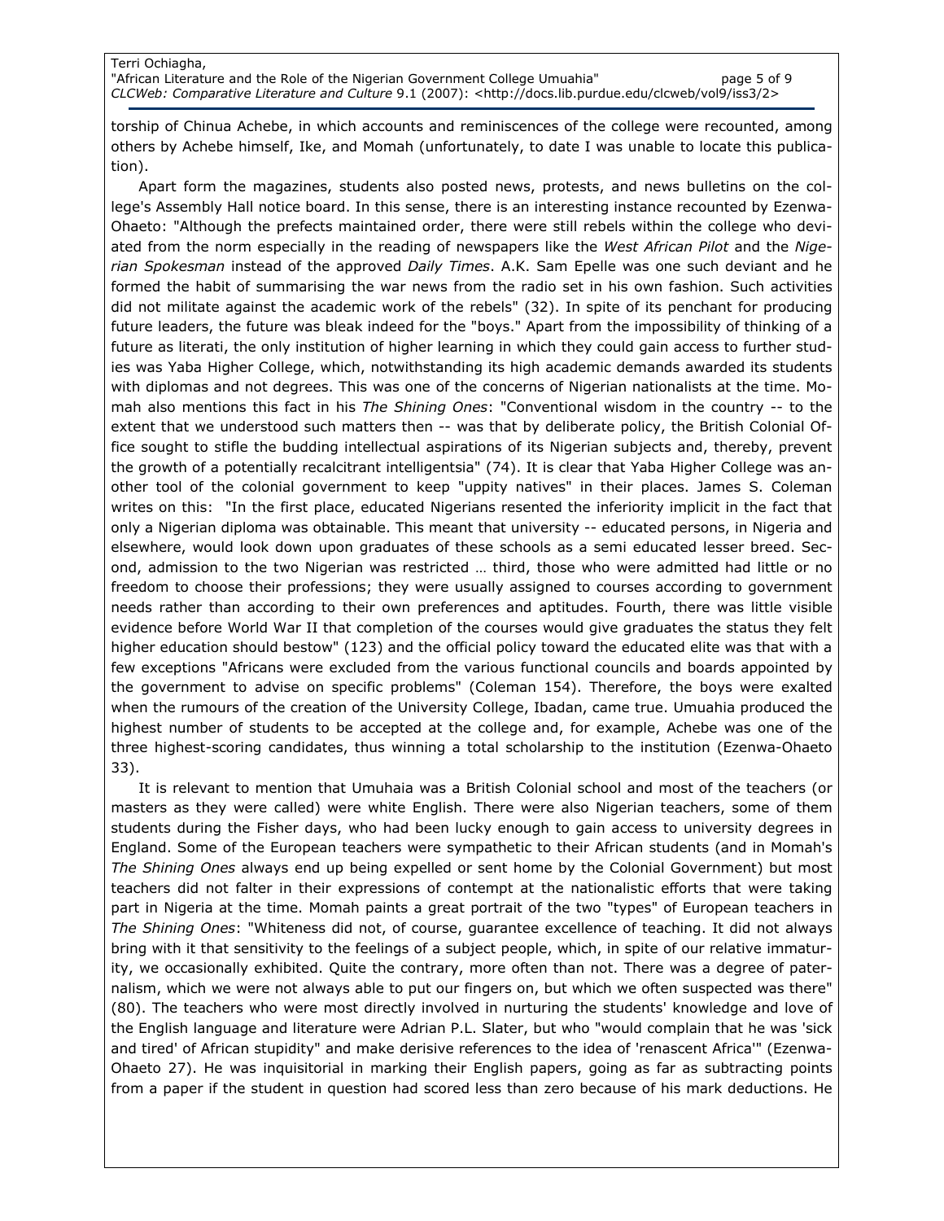torship of Chinua Achebe, in which accounts and reminiscences of the college were recounted, among others by Achebe himself, Ike, and Momah (unfortunately, to date I was unable to locate this publication).

Apart form the magazines, students also posted news, protests, and news bulletins on the college's Assembly Hall notice board. In this sense, there is an interesting instance recounted by Ezenwa-Ohaeto: "Although the prefects maintained order, there were still rebels within the college who deviated from the norm especially in the reading of newspapers like the *West African Pilot* and the *Nigerian Spokesman* instead of the approved *Daily Times*. A.K. Sam Epelle was one such deviant and he formed the habit of summarising the war news from the radio set in his own fashion. Such activities did not militate against the academic work of the rebels" (32). In spite of its penchant for producing future leaders, the future was bleak indeed for the "boys." Apart from the impossibility of thinking of a future as literati, the only institution of higher learning in which they could gain access to further studies was Yaba Higher College, which, notwithstanding its high academic demands awarded its students with diplomas and not degrees. This was one of the concerns of Nigerian nationalists at the time. Momah also mentions this fact in his *The Shining Ones*: "Conventional wisdom in the country -- to the extent that we understood such matters then -- was that by deliberate policy, the British Colonial Office sought to stifle the budding intellectual aspirations of its Nigerian subjects and, thereby, prevent the growth of a potentially recalcitrant intelligentsia" (74). It is clear that Yaba Higher College was another tool of the colonial government to keep "uppity natives" in their places. James S. Coleman writes on this: "In the first place, educated Nigerians resented the inferiority implicit in the fact that only a Nigerian diploma was obtainable. This meant that university -- educated persons, in Nigeria and elsewhere, would look down upon graduates of these schools as a semi educated lesser breed. Second, admission to the two Nigerian was restricted … third, those who were admitted had little or no freedom to choose their professions; they were usually assigned to courses according to government needs rather than according to their own preferences and aptitudes. Fourth, there was little visible evidence before World War II that completion of the courses would give graduates the status they felt higher education should bestow" (123) and the official policy toward the educated elite was that with a few exceptions "Africans were excluded from the various functional councils and boards appointed by the government to advise on specific problems" (Coleman 154). Therefore, the boys were exalted when the rumours of the creation of the University College, Ibadan, came true. Umuahia produced the highest number of students to be accepted at the college and, for example, Achebe was one of the three highest-scoring candidates, thus winning a total scholarship to the institution (Ezenwa-Ohaeto 33).

It is relevant to mention that Umuhaia was a British Colonial school and most of the teachers (or masters as they were called) were white English. There were also Nigerian teachers, some of them students during the Fisher days, who had been lucky enough to gain access to university degrees in England. Some of the European teachers were sympathetic to their African students (and in Momah's *The Shining Ones* always end up being expelled or sent home by the Colonial Government) but most teachers did not falter in their expressions of contempt at the nationalistic efforts that were taking part in Nigeria at the time. Momah paints a great portrait of the two "types" of European teachers in *The Shining Ones*: "Whiteness did not, of course, guarantee excellence of teaching. It did not always bring with it that sensitivity to the feelings of a subject people, which, in spite of our relative immaturity, we occasionally exhibited. Quite the contrary, more often than not. There was a degree of paternalism, which we were not always able to put our fingers on, but which we often suspected was there" (80). The teachers who were most directly involved in nurturing the students' knowledge and love of the English language and literature were Adrian P.L. Slater, but who "would complain that he was 'sick and tired' of African stupidity" and make derisive references to the idea of 'renascent Africa'" (Ezenwa-Ohaeto 27). He was inquisitorial in marking their English papers, going as far as subtracting points from a paper if the student in question had scored less than zero because of his mark deductions. He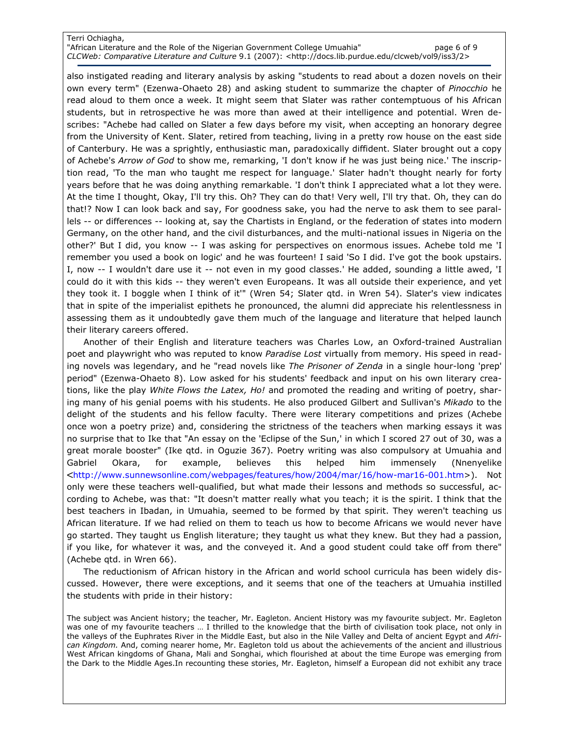also instigated reading and literary analysis by asking "students to read about a dozen novels on their own every term" (Ezenwa-Ohaeto 28) and asking student to summarize the chapter of *Pinocchio* he read aloud to them once a week. It might seem that Slater was rather contemptuous of his African students, but in retrospective he was more than awed at their intelligence and potential. Wren describes: "Achebe had called on Slater a few days before my visit, when accepting an honorary degree from the University of Kent. Slater, retired from teaching, living in a pretty row house on the east side of Canterbury. He was a sprightly, enthusiastic man, paradoxically diffident. Slater brought out a copy of Achebe's *Arrow of God* to show me, remarking, 'I don't know if he was just being nice.' The inscription read, 'To the man who taught me respect for language.' Slater hadn't thought nearly for forty years before that he was doing anything remarkable. 'I don't think I appreciated what a lot they were. At the time I thought, Okay, I'll try this. Oh? They can do that! Very well, I'll try that. Oh, they can do that!? Now I can look back and say, For goodness sake, you had the nerve to ask them to see parallels -- or differences -- looking at, say the Chartists in England, or the federation of states into modern Germany, on the other hand, and the civil disturbances, and the multi-national issues in Nigeria on the other?' But I did, you know -- I was asking for perspectives on enormous issues. Achebe told me 'I remember you used a book on logic' and he was fourteen! I said 'So I did. I've got the book upstairs. I, now -- I wouldn't dare use it -- not even in my good classes.' He added, sounding a little awed, 'I could do it with this kids -- they weren't even Europeans. It was all outside their experience, and yet they took it. I boggle when I think of it'" (Wren 54; Slater qtd. in Wren 54). Slater's view indicates that in spite of the imperialist epithets he pronounced, the alumni did appreciate his relentlessness in assessing them as it undoubtedly gave them much of the language and literature that helped launch their literary careers offered.

Another of their English and literature teachers was Charles Low, an Oxford-trained Australian poet and playwright who was reputed to know *Paradise Lost* virtually from memory. His speed in reading novels was legendary, and he "read novels like *The Prisoner of Zenda* in a single hour-long 'prep' period" (Ezenwa-Ohaeto 8). Low asked for his students' feedback and input on his own literary creations, like the play *White Flows the Latex, Ho!* and promoted the reading and writing of poetry, sharing many of his genial poems with his students. He also produced Gilbert and Sullivan's *Mikado* to the delight of the students and his fellow faculty. There were literary competitions and prizes (Achebe once won a poetry prize) and, considering the strictness of the teachers when marking essays it was no surprise that to Ike that "An essay on the 'Eclipse of the Sun,' in which I scored 27 out of 30, was a great morale booster" (Ike qtd. in Oguzie 367). Poetry writing was also compulsory at Umuahia and Gabriel Okara, for example, believes this helped him immensely (Nnenyelike <http://www.sunnewsonline.com/webpages/features/how/2004/mar/16/how-mar16-001.htm>). Not only were these teachers well-qualified, but what made their lessons and methods so successful, according to Achebe, was that: "It doesn't matter really what you teach; it is the spirit. I think that the best teachers in Ibadan, in Umuahia, seemed to be formed by that spirit. They weren't teaching us African literature. If we had relied on them to teach us how to become Africans we would never have go started. They taught us English literature; they taught us what they knew. But they had a passion, if you like, for whatever it was, and the conveyed it. And a good student could take off from there" (Achebe qtd. in Wren 66).

The reductionism of African history in the African and world school curricula has been widely discussed. However, there were exceptions, and it seems that one of the teachers at Umuahia instilled the students with pride in their history:

> The subject was Ancient history; the teacher, Mr. Eagleton. Ancient History was my favourite subject. Mr. Eagleton was one of my favourite teachers … I thrilled to the knowledge that the birth of civilisation took place, not only in the valleys of the Euphrates River in the Middle East, but also in the Nile Valley and Delta of ancient Egypt and *African Kingdom.* And, coming nearer home, Mr. Eagleton told us about the achievements of the ancient and illustrious West African kingdoms of Ghana, Mali and Songhai, which flourished at about the time Europe was emerging from the Dark to the Middle Ages.In recounting these stories, Mr. Eagleton, himself a European did not exhibit any trace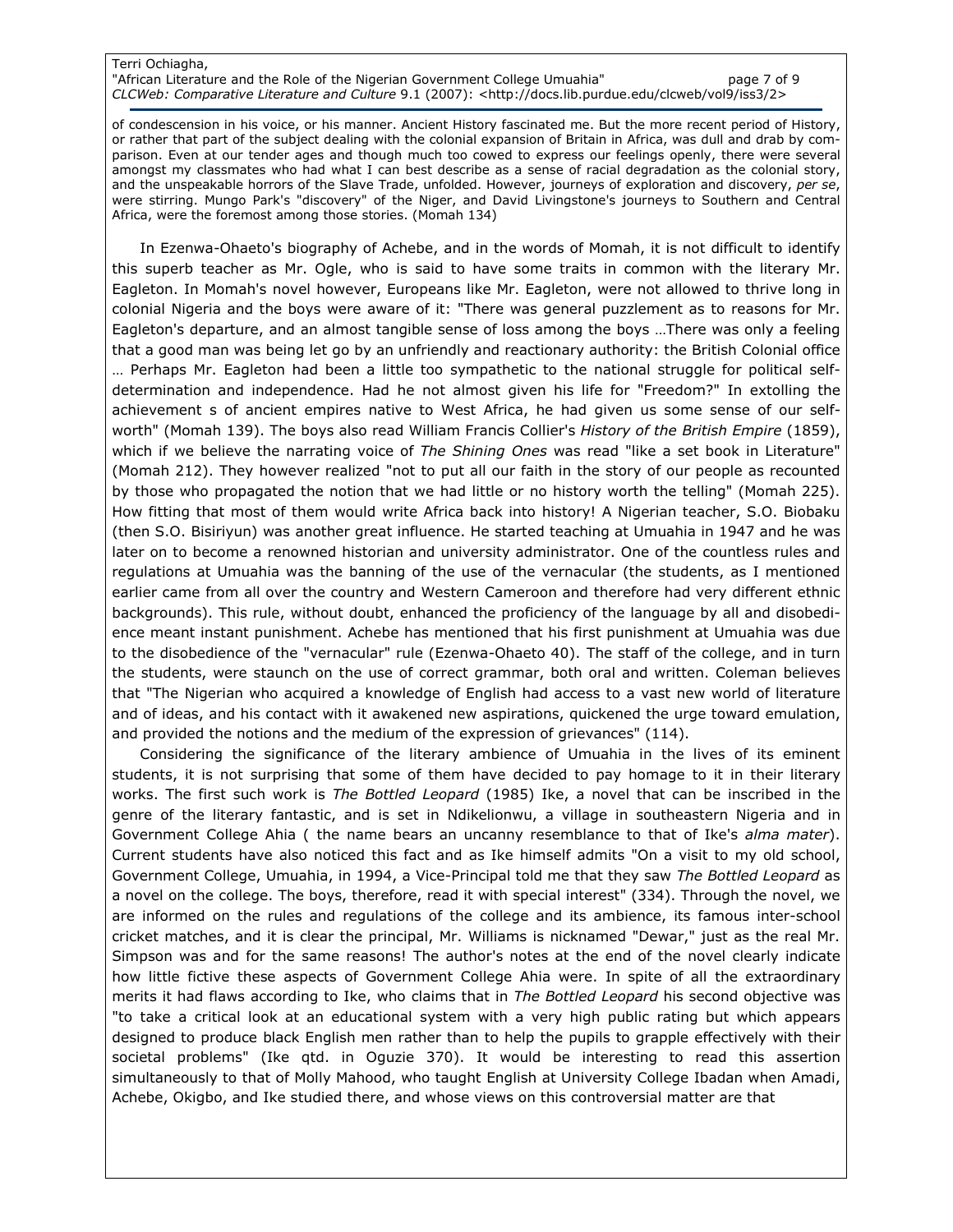of condescension in his voice, or his manner. Ancient History fascinated me. But the more recent period of History, or rather that part of the subject dealing with the colonial expansion of Britain in Africa, was dull and drab by comparison. Even at our tender ages and though much too cowed to express our feelings openly, there were several amongst my classmates who had what I can best describe as a sense of racial degradation as the colonial story, and the unspeakable horrors of the Slave Trade, unfolded. However, journeys of exploration and discovery, *per se*, were stirring. Mungo Park's "discovery" of the Niger, and David Livingstone's journeys to Southern and Central Africa, were the foremost among those stories. (Momah 134)

In Ezenwa-Ohaeto's biography of Achebe, and in the words of Momah, it is not difficult to identify this superb teacher as Mr. Ogle, who is said to have some traits in common with the literary Mr. Eagleton. In Momah's novel however, Europeans like Mr. Eagleton, were not allowed to thrive long in colonial Nigeria and the boys were aware of it: "There was general puzzlement as to reasons for Mr. Eagleton's departure, and an almost tangible sense of loss among the boys …There was only a feeling that a good man was being let go by an unfriendly and reactionary authority: the British Colonial office … Perhaps Mr. Eagleton had been a little too sympathetic to the national struggle for political self-determination and independence. Had he not almost given his life for "Freedom?" In extolling the achievement s of ancient empires native to West Africa, he had given us some sense of our self-worth" (Momah 139). The boys also read William Francis Collier's *History of the British Empire* (1859), which if we believe the narrating voice of *The Shining Ones* was read "like a set book in Literature" (Momah 212). They however realized "not to put all our faith in the story of our people as recounted by those who propagated the notion that we had little or no history worth the telling" (Momah 225). How fitting that most of them would write Africa back into history! A Nigerian teacher, S.O. Biobaku (then S.O. Bisiriyun) was another great influence. He started teaching at Umuahia in 1947 and he was later on to become a renowned historian and university administrator. One of the countless rules and regulations at Umuahia was the banning of the use of the vernacular (the students, as I mentioned earlier came from all over the country and Western Cameroon and therefore had very different ethnic backgrounds). This rule, without doubt, enhanced the proficiency of the language by all and disobedience meant instant punishment. Achebe has mentioned that his first punishment at Umuahia was due to the disobedience of the "vernacular" rule (Ezenwa-Ohaeto 40). The staff of the college, and in turn the students, were staunch on the use of correct grammar, both oral and written. Coleman believes that "The Nigerian who acquired a knowledge of English had access to a vast new world of literature and of ideas, and his contact with it awakened new aspirations, quickened the urge toward emulation, and provided the notions and the medium of the expression of grievances" (114).

Considering the significance of the literary ambience of Umuahia in the lives of its eminent students, it is not surprising that some of them have decided to pay homage to it in their literary works. The first such work is *The Bottled Leopard* (1985) Ike, a novel that can be inscribed in the genre of the literary fantastic, and is set in Ndikelionwu, a village in southeastern Nigeria and in Government College Ahia ( the name bears an uncanny resemblance to that of Ike's *alma mater*). Current students have also noticed this fact and as Ike himself admits "On a visit to my old school, Government College, Umuahia, in 1994, a Vice-Principal told me that they saw *The Bottled Leopard* as a novel on the college. The boys, therefore, read it with special interest" (334). Through the novel, we are informed on the rules and regulations of the college and its ambience, its famous inter-school cricket matches, and it is clear the principal, Mr. Williams is nicknamed "Dewar," just as the real Mr. Simpson was and for the same reasons! The author's notes at the end of the novel clearly indicate how little fictive these aspects of Government College Ahia were. In spite of all the extraordinary merits it had flaws according to Ike, who claims that in *The Bottled Leopard* his second objective was "to take a critical look at an educational system with a very high public rating but which appears designed to produce black English men rather than to help the pupils to grapple effectively with their societal problems" (Ike qtd. in Oguzie 370). It would be interesting to read this assertion simultaneously to that of Molly Mahood, who taught English at University College Ibadan when Amadi, Achebe, Okigbo, and Ike studied there, and whose views on this controversial matter are that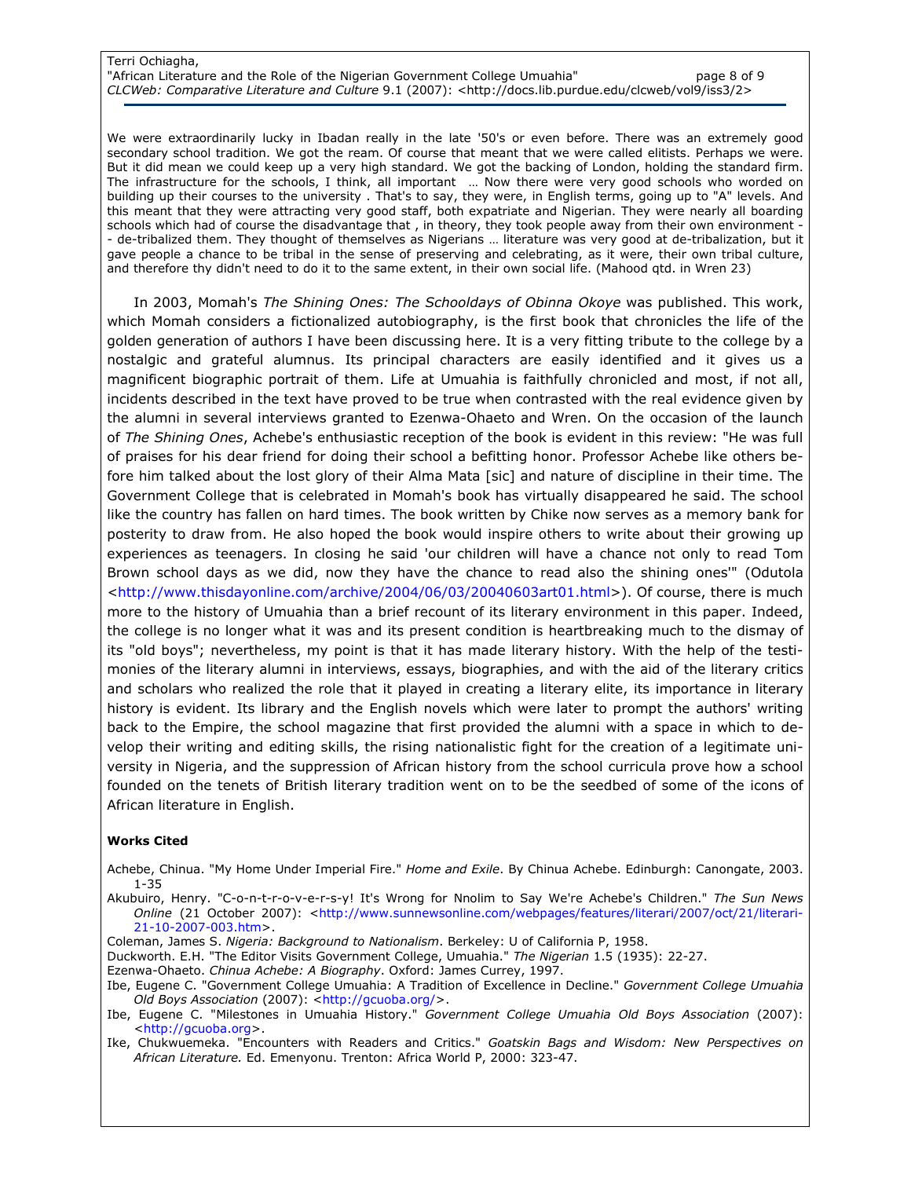We were extraordinarily lucky in Ibadan really in the late '50's or even before. There was an extremely good secondary school tradition. We got the ream. Of course that meant that we were called elitists. Perhaps we were. But it did mean we could keep up a very high standard. We got the backing of London, holding the standard firm. The infrastructure for the schools, I think, all important … Now there were very good schools who worded on building up their courses to the university . That's to say, they were, in English terms, going up to "A" levels. And this meant that they were attracting very good staff, both expatriate and Nigerian. They were nearly all boarding schools which had of course the disadvantage that , in theory, they took people away from their own environment -- de-tribalized them. They thought of themselves as Nigerians … literature was very good at de-tribalization, but it gave people a chance to be tribal in the sense of preserving and celebrating, as it were, their own tribal culture, and therefore thy didn't need to do it to the same extent, in their own social life. (Mahood qtd. in Wren 23)

In 2003, Momah's *The Shining Ones: The Schooldays of Obinna Okoye* was published. This work, which Momah considers a fictionalized autobiography, is the first book that chronicles the life of the golden generation of authors I have been discussing here. It is a very fitting tribute to the college by a nostalgic and grateful alumnus. Its principal characters are easily identified and it gives us a magnificent biographic portrait of them. Life at Umuahia is faithfully chronicled and most, if not all, incidents described in the text have proved to be true when contrasted with the real evidence given by the alumni in several interviews granted to Ezenwa-Ohaeto and Wren. On the occasion of the launch of *The Shining Ones*, Achebe's enthusiastic reception of the book is evident in this review: "He was full of praises for his dear friend for doing their school a befitting honor. Professor Achebe like others before him talked about the lost glory of their Alma Mata [sic] and nature of discipline in their time. The Government College that is celebrated in Momah's book has virtually disappeared he said. The school like the country has fallen on hard times. The book written by Chike now serves as a memory bank for posterity to draw from. He also hoped the book would inspire others to write about their growing up experiences as teenagers. In closing he said 'our children will have a chance not only to read Tom Brown school days as we did, now they have the chance to read also the shining ones'" (Odutola <http://www.thisdayonline.com/archive/2004/06/03/20040603art01.html>). Of course, there is much more to the history of Umuahia than a brief recount of its literary environment in this paper. Indeed, the college is no longer what it was and its present condition is heartbreaking much to the dismay of its "old boys"; nevertheless, my point is that it has made literary history. With the help of the testimonies of the literary alumni in interviews, essays, biographies, and with the aid of the literary critics and scholars who realized the role that it played in creating a literary elite, its importance in literary history is evident. Its library and the English novels which were later to prompt the authors' writing back to the Empire, the school magazine that first provided the alumni with a space in which to develop their writing and editing skills, the rising nationalistic fight for the creation of a legitimate university in Nigeria, and the suppression of African history from the school curricula prove how a school founded on the tenets of British literary tradition went on to be the seedbed of some of the icons of African literature in English.

**Works Cited**

Achebe, Chinua. "My Home Under Imperial Fire." *Home and Exile*. By Chinua Achebe. Edinburgh: Canongate, 2003. 1-35

Akubuiro, Henry. "C-o-n-t-r-o-v-e-r-s-y! It's Wrong for Nnolim to Say We're Achebe's Children." *The Sun News Online* (21 October 2007): <http://www.sunnewsonline.com/webpages/features/literari/2007/oct/21/literari-21-10-2007-003.htm>.

Coleman, James S. *Nigeria: Background to Nationalism*. Berkeley: U of California P, 1958.

Duckworth. E.H. "The Editor Visits Government College, Umuahia." *The Nigerian* 1.5 (1935): 22-27.

Ezenwa-Ohaeto. *Chinua Achebe: A Biography*. Oxford: James Currey, 1997.

Ibe, Eugene C. "Government College Umuahia: A Tradition of Excellence in Decline." *Government College Umuahia Old Boys Association* (2007): <http://gcuoba.org/>.

Ibe, Eugene C. "Milestones in Umuahia History." *Government College Umuahia Old Boys Association* (2007): <http://gcuoba.org>.

Ike, Chukwuemeka. "Encounters with Readers and Critics." *Goatskin Bags and Wisdom: New Perspectives on African Literature.* Ed. Emenyonu. Trenton: Africa World P, 2000: 323-47.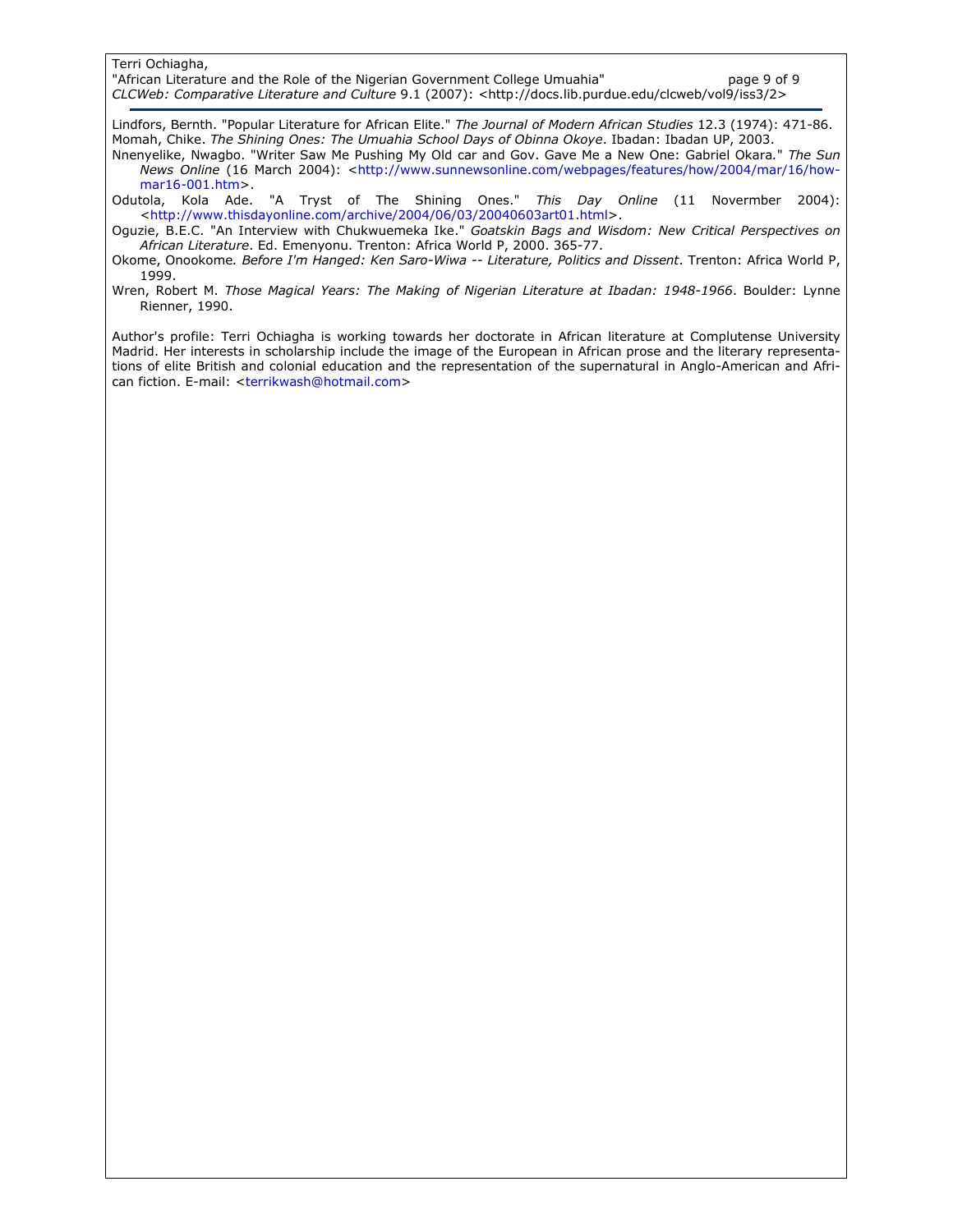Lindfors, Bernth. "Popular Literature for African Elite." *The Journal of Modern African Studies* 12.3 (1974): 471-86.

Momah, Chike. *The Shining Ones: The Umuahia School Days of Obinna Okoye*. Ibadan: Ibadan UP, 2003.

Nnenyelike, Nwagbo. "Writer Saw Me Pushing My Old car and Gov. Gave Me a New One: Gabriel Okara." *The Sun News Online* (16 March 2004): <http://www.sunnewsonline.com/webpages/features/how/2004/mar/16/how-mar16-001.htm>.

Odutola, Kola Ade. "A Tryst of The Shining Ones." *This Day Online* (11 Novermber 2004): <http://www.thisdayonline.com/archive/2004/06/03/20040603art01.html>.

Oguzie, B.E.C. "An Interview with Chukwuemeka Ike." *Goatskin Bags and Wisdom: New Critical Perspectives on African Literature*. Ed. Emenyonu. Trenton: Africa World P, 2000. 365-77.

Okome, Onookome. *Before I'm Hanged: Ken Saro-Wiwa -- Literature, Politics and Dissent*. Trenton: Africa World P, 1999.

Wren, Robert M. *Those Magical Years: The Making of Nigerian Literature at Ibadan: 1948-1966*. Boulder: Lynne Rienner, 1990.

Author's profile: Terri Ochiagha is working towards her doctorate in African literature at Complutense University Madrid. Her interests in scholarship include the image of the European in African prose and the literary representations of elite British and colonial education and the representation of the supernatural in Anglo-American and African fiction. E-mail: <terrikwash@hotmail.com>